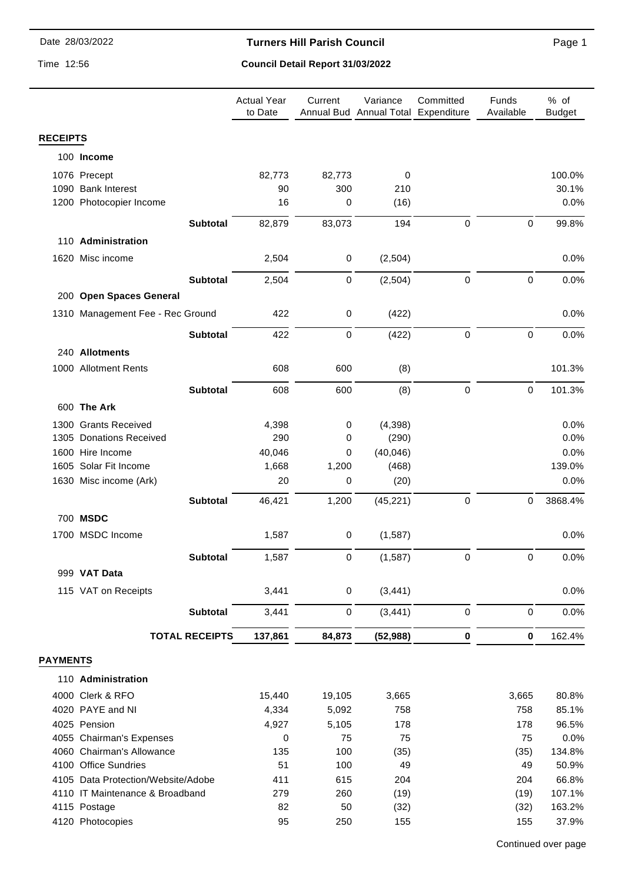# Turners Hill Parish Council

## Council Detail Report 31/03/2022

| | Actual Year to Date | Current Annual Bud | Variance Annual Total | Committed Expenditure | Funds Available | % of Budget |
|---|---|---|---|---|---|---|
| **RECEIPTS** | | | | | | |
| 100 **Income** | | | | | | |
| 1076 Precept | 82,773 | 82,773 | 0 | | | 100.0% |
| 1090 Bank Interest | 90 | 300 | 210 | | | 30.1% |
| 1200 Photocopier Income | 16 | 0 | (16) | | | 0.0% |
| **Subtotal** | 82,879 | 83,073 | 194 | 0 | 0 | 99.8% |
| 110 **Administration** | | | | | | |
| 1620 Misc income | 2,504 | 0 | (2,504) | | | 0.0% |
| **Subtotal** | 2,504 | 0 | (2,504) | 0 | 0 | 0.0% |
| 200 **Open Spaces General** | | | | | | |
| 1310 Management Fee - Rec Ground | 422 | 0 | (422) | | | 0.0% |
| **Subtotal** | 422 | 0 | (422) | 0 | 0 | 0.0% |
| 240 **Allotments** | | | | | | |
| 1000 Allotment Rents | 608 | 600 | (8) | | | 101.3% |
| **Subtotal** | 608 | 600 | (8) | 0 | 0 | 101.3% |
| 600 **The Ark** | | | | | | |
| 1300 Grants Received | 4,398 | 0 | (4,398) | | | 0.0% |
| 1305 Donations Received | 290 | 0 | (290) | | | 0.0% |
| 1600 Hire Income | 40,046 | 0 | (40,046) | | | 0.0% |
| 1605 Solar Fit Income | 1,668 | 1,200 | (468) | | | 139.0% |
| 1630 Misc income (Ark) | 20 | 0 | (20) | | | 0.0% |
| **Subtotal** | 46,421 | 1,200 | (45,221) | 0 | 0 | 3868.4% |
| 700 **MSDC** | | | | | | |
| 1700 MSDC Income | 1,587 | 0 | (1,587) | | | 0.0% |
| **Subtotal** | 1,587 | 0 | (1,587) | 0 | 0 | 0.0% |
| 999 **VAT Data** | | | | | | |
| 115 VAT on Receipts | 3,441 | 0 | (3,441) | | | 0.0% |
| **Subtotal** | 3,441 | 0 | (3,441) | 0 | 0 | 0.0% |
| **TOTAL RECEIPTS** | **137,861** | **84,873** | **(52,988)** | **0** | **0** | 162.4% |
| **PAYMENTS** | | | | | | |
| 110 **Administration** | | | | | | |
| 4000 Clerk & RFO | 15,440 | 19,105 | 3,665 | | 3,665 | 80.8% |
| 4020 PAYE and NI | 4,334 | 5,092 | 758 | | 758 | 85.1% |
| 4025 Pension | 4,927 | 5,105 | 178 | | 178 | 96.5% |
| 4055 Chairman's Expenses | 0 | 75 | 75 | | 75 | 0.0% |
| 4060 Chairman's Allowance | 135 | 100 | (35) | | (35) | 134.8% |
| 4100 Office Sundries | 51 | 100 | 49 | | 49 | 50.9% |
| 4105 Data Protection/Website/Adobe | 411 | 615 | 204 | | 204 | 66.8% |
| 4110 IT Maintenance & Broadband | 279 | 260 | (19) | | (19) | 107.1% |
| 4115 Postage | 82 | 50 | (32) | | (32) | 163.2% |
| 4120 Photocopies | 95 | 250 | 155 | | 155 | 37.9% |

Continued over page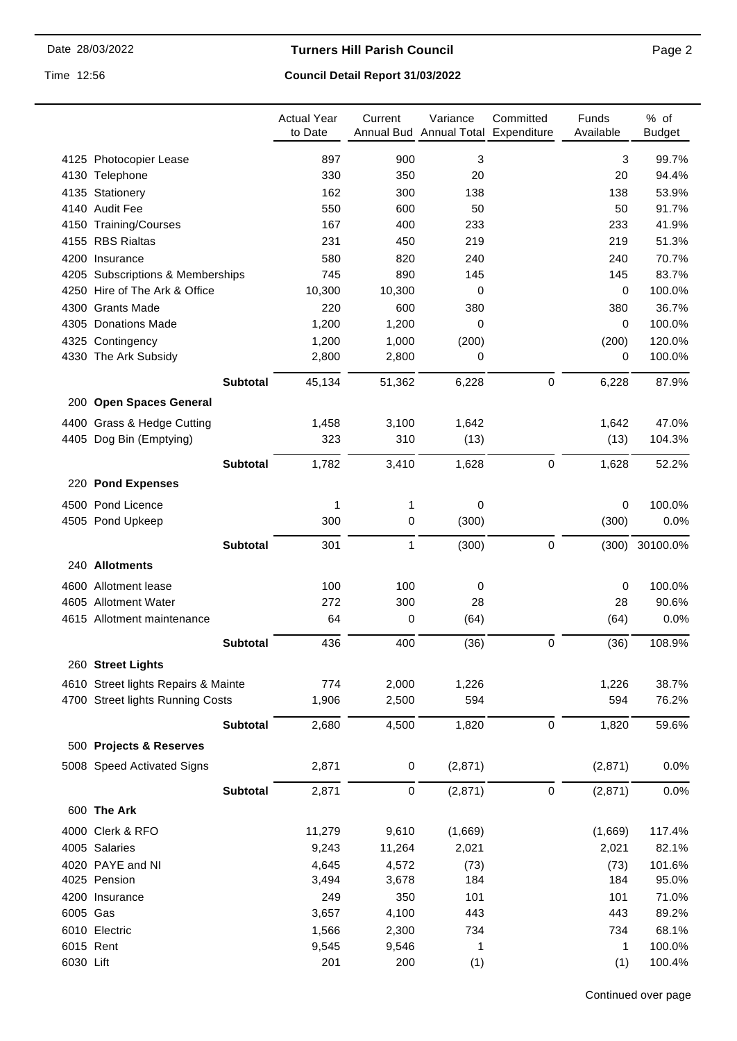**Turners Hill Parish Council**

**Council Detail Report 31/03/2022**

| | | Actual Year to Date | Current Annual Bud | Variance Annual Total | Committed Expenditure | Funds Available | % of Budget |
|---|---|---|---|---|---|---|---|
| 4125 | Photocopier Lease | 897 | 900 | 3 | | 3 | 99.7% |
| 4130 | Telephone | 330 | 350 | 20 | | 20 | 94.4% |
| 4135 | Stationery | 162 | 300 | 138 | | 138 | 53.9% |
| 4140 | Audit Fee | 550 | 600 | 50 | | 50 | 91.7% |
| 4150 | Training/Courses | 167 | 400 | 233 | | 233 | 41.9% |
| 4155 | RBS Rialtas | 231 | 450 | 219 | | 219 | 51.3% |
| 4200 | Insurance | 580 | 820 | 240 | | 240 | 70.7% |
| 4205 | Subscriptions & Memberships | 745 | 890 | 145 | | 145 | 83.7% |
| 4250 | Hire of The Ark & Office | 10,300 | 10,300 | 0 | | 0 | 100.0% |
| 4300 | Grants Made | 220 | 600 | 380 | | 380 | 36.7% |
| 4305 | Donations Made | 1,200 | 1,200 | 0 | | 0 | 100.0% |
| 4325 | Contingency | 1,200 | 1,000 | (200) | | (200) | 120.0% |
| 4330 | The Ark Subsidy | 2,800 | 2,800 | 0 | | 0 | 100.0% |
| | **Subtotal** | 45,134 | 51,362 | 6,228 | 0 | 6,228 | 87.9% |
| 200 | **Open Spaces General** | | | | | | |
| 4400 | Grass & Hedge Cutting | 1,458 | 3,100 | 1,642 | | 1,642 | 47.0% |
| 4405 | Dog Bin (Emptying) | 323 | 310 | (13) | | (13) | 104.3% |
| | **Subtotal** | 1,782 | 3,410 | 1,628 | 0 | 1,628 | 52.2% |
| 220 | **Pond Expenses** | | | | | | |
| 4500 | Pond Licence | 1 | 1 | 0 | | 0 | 100.0% |
| 4505 | Pond Upkeep | 300 | 0 | (300) | | (300) | 0.0% |
| | **Subtotal** | 301 | 1 | (300) | 0 | (300) | 30100.0% |
| 240 | **Allotments** | | | | | | |
| 4600 | Allotment lease | 100 | 100 | 0 | | 0 | 100.0% |
| 4605 | Allotment Water | 272 | 300 | 28 | | 28 | 90.6% |
| 4615 | Allotment maintenance | 64 | 0 | (64) | | (64) | 0.0% |
| | **Subtotal** | 436 | 400 | (36) | 0 | (36) | 108.9% |
| 260 | **Street Lights** | | | | | | |
| 4610 | Street lights Repairs & Mainte | 774 | 2,000 | 1,226 | | 1,226 | 38.7% |
| 4700 | Street lights Running Costs | 1,906 | 2,500 | 594 | | 594 | 76.2% |
| | **Subtotal** | 2,680 | 4,500 | 1,820 | 0 | 1,820 | 59.6% |
| 500 | **Projects & Reserves** | | | | | | |
| 5008 | Speed Activated Signs | 2,871 | 0 | (2,871) | | (2,871) | 0.0% |
| | **Subtotal** | 2,871 | 0 | (2,871) | 0 | (2,871) | 0.0% |
| 600 | **The Ark** | | | | | | |
| 4000 | Clerk & RFO | 11,279 | 9,610 | (1,669) | | (1,669) | 117.4% |
| 4005 | Salaries | 9,243 | 11,264 | 2,021 | | 2,021 | 82.1% |
| 4020 | PAYE and NI | 4,645 | 4,572 | (73) | | (73) | 101.6% |
| 4025 | Pension | 3,494 | 3,678 | 184 | | 184 | 95.0% |
| 4200 | Insurance | 249 | 350 | 101 | | 101 | 71.0% |
| 6005 | Gas | 3,657 | 4,100 | 443 | | 443 | 89.2% |
| 6010 | Electric | 1,566 | 2,300 | 734 | | 734 | 68.1% |
| 6015 | Rent | 9,545 | 9,546 | 1 | | 1 | 100.0% |
| 6030 | Lift | 201 | 200 | (1) | | (1) | 100.4% |

Continued over page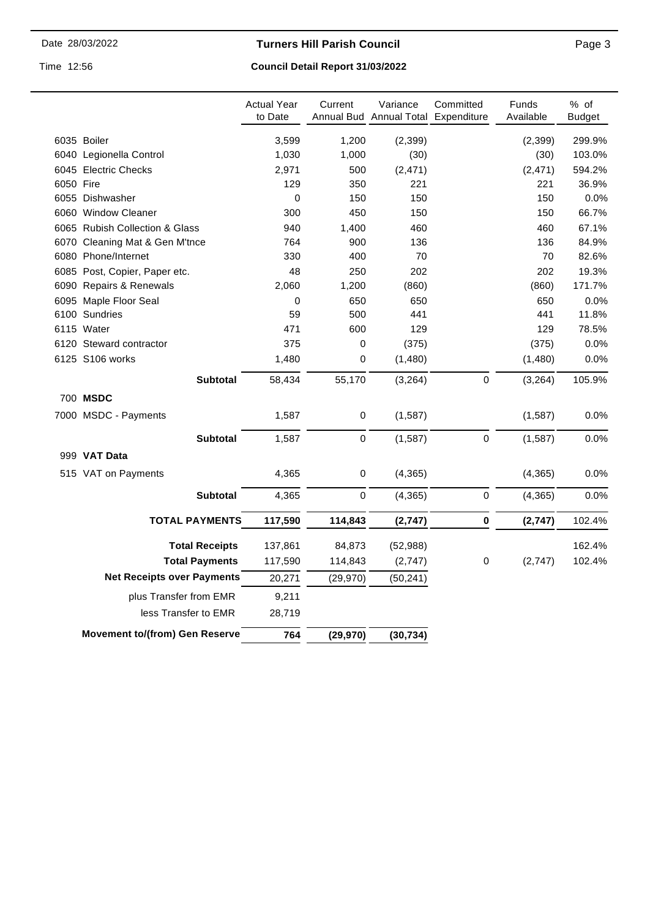| | Actual Year to Date | Current Annual Bud | Variance Annual Total | Committed Expenditure | Funds Available | % of Budget |
|---|---|---|---|---|---|---|
| 6035 Boiler | 3,599 | 1,200 | (2,399) | | (2,399) | 299.9% |
| 6040 Legionella Control | 1,030 | 1,000 | (30) | | (30) | 103.0% |
| 6045 Electric Checks | 2,971 | 500 | (2,471) | | (2,471) | 594.2% |
| 6050 Fire | 129 | 350 | 221 | | 221 | 36.9% |
| 6055 Dishwasher | 0 | 150 | 150 | | 150 | 0.0% |
| 6060 Window Cleaner | 300 | 450 | 150 | | 150 | 66.7% |
| 6065 Rubish Collection & Glass | 940 | 1,400 | 460 | | 460 | 67.1% |
| 6070 Cleaning Mat & Gen M'tnce | 764 | 900 | 136 | | 136 | 84.9% |
| 6080 Phone/Internet | 330 | 400 | 70 | | 70 | 82.6% |
| 6085 Post, Copier, Paper etc. | 48 | 250 | 202 | | 202 | 19.3% |
| 6090 Repairs & Renewals | 2,060 | 1,200 | (860) | | (860) | 171.7% |
| 6095 Maple Floor Seal | 0 | 650 | 650 | | 650 | 0.0% |
| 6100 Sundries | 59 | 500 | 441 | | 441 | 11.8% |
| 6115 Water | 471 | 600 | 129 | | 129 | 78.5% |
| 6120 Steward contractor | 375 | 0 | (375) | | (375) | 0.0% |
| 6125 S106 works | 1,480 | 0 | (1,480) | | (1,480) | 0.0% |
| **Subtotal** | 58,434 | 55,170 | (3,264) | 0 | (3,264) | 105.9% |
| 700 **MSDC** | | | | | | |
| 7000 MSDC - Payments | 1,587 | 0 | (1,587) | | (1,587) | 0.0% |
| **Subtotal** | 1,587 | 0 | (1,587) | 0 | (1,587) | 0.0% |
| 999 **VAT Data** | | | | | | |
| 515 VAT on Payments | 4,365 | 0 | (4,365) | | (4,365) | 0.0% |
| **Subtotal** | 4,365 | 0 | (4,365) | 0 | (4,365) | 0.0% |
| **TOTAL PAYMENTS** | **117,590** | **114,843** | **(2,747)** | **0** | **(2,747)** | 102.4% |
| **Total Receipts** | 137,861 | 84,873 | (52,988) | | | 162.4% |
| **Total Payments** | 117,590 | 114,843 | (2,747) | 0 | (2,747) | 102.4% |
| **Net Receipts over Payments** | 20,271 | (29,970) | (50,241) | | | |
| plus Transfer from EMR | 9,211 | | | | | |
| less Transfer to EMR | 28,719 | | | | | |
| **Movement to/(from) Gen Reserve** | **764** | **(29,970)** | **(30,734)** | | | |